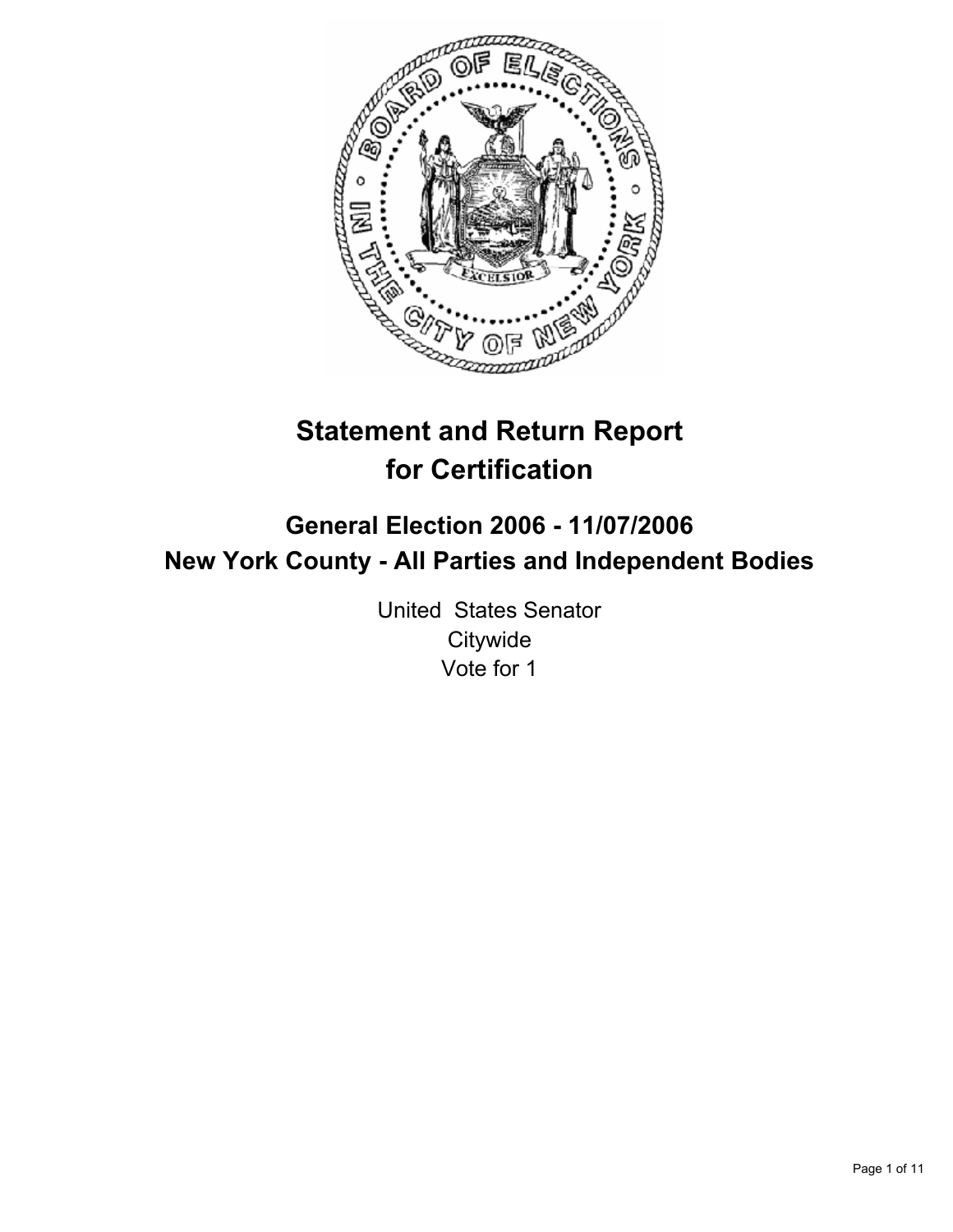# Statement and Return Report for Certification

## General Election 2006 - 11/07/2006
## New York County - All Parties and Independent Bodies

United States Senator
Citywide
Vote for 1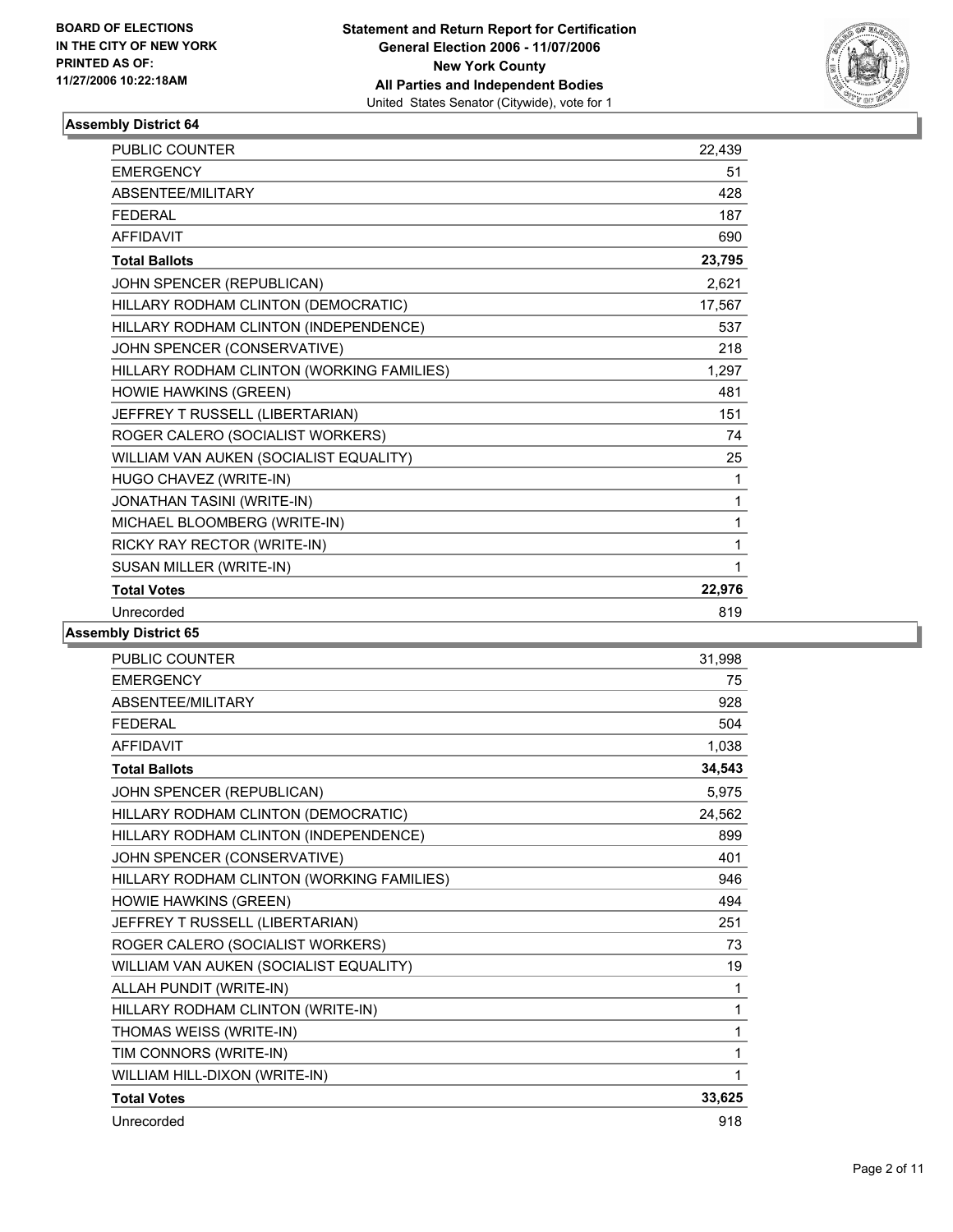**BOARD OF ELECTIONS IN THE CITY OF NEW YORK**
**PRINTED AS OF: 11/27/2006 10:22:18AM**

**Statement and Return Report for Certification**
**General Election 2006 - 11/07/2006**
**New York County**
**All Parties and Independent Bodies**
United States Senator (Citywide), vote for 1

### Assembly District 64

| | |
|---|---|
| PUBLIC COUNTER | 22,439 |
| EMERGENCY | 51 |
| ABSENTEE/MILITARY | 428 |
| FEDERAL | 187 |
| AFFIDAVIT | 690 |
| **Total Ballots** | **23,795** |
| JOHN SPENCER (REPUBLICAN) | 2,621 |
| HILLARY RODHAM CLINTON (DEMOCRATIC) | 17,567 |
| HILLARY RODHAM CLINTON (INDEPENDENCE) | 537 |
| JOHN SPENCER (CONSERVATIVE) | 218 |
| HILLARY RODHAM CLINTON (WORKING FAMILIES) | 1,297 |
| HOWIE HAWKINS (GREEN) | 481 |
| JEFFREY T RUSSELL (LIBERTARIAN) | 151 |
| ROGER CALERO (SOCIALIST WORKERS) | 74 |
| WILLIAM VAN AUKEN (SOCIALIST EQUALITY) | 25 |
| HUGO CHAVEZ (WRITE-IN) | 1 |
| JONATHAN TASINI (WRITE-IN) | 1 |
| MICHAEL BLOOMBERG (WRITE-IN) | 1 |
| RICKY RAY RECTOR (WRITE-IN) | 1 |
| SUSAN MILLER (WRITE-IN) | 1 |
| **Total Votes** | **22,976** |
| Unrecorded | 819 |

### Assembly District 65

| | |
|---|---|
| PUBLIC COUNTER | 31,998 |
| EMERGENCY | 75 |
| ABSENTEE/MILITARY | 928 |
| FEDERAL | 504 |
| AFFIDAVIT | 1,038 |
| **Total Ballots** | **34,543** |
| JOHN SPENCER (REPUBLICAN) | 5,975 |
| HILLARY RODHAM CLINTON (DEMOCRATIC) | 24,562 |
| HILLARY RODHAM CLINTON (INDEPENDENCE) | 899 |
| JOHN SPENCER (CONSERVATIVE) | 401 |
| HILLARY RODHAM CLINTON (WORKING FAMILIES) | 946 |
| HOWIE HAWKINS (GREEN) | 494 |
| JEFFREY T RUSSELL (LIBERTARIAN) | 251 |
| ROGER CALERO (SOCIALIST WORKERS) | 73 |
| WILLIAM VAN AUKEN (SOCIALIST EQUALITY) | 19 |
| ALLAH PUNDIT (WRITE-IN) | 1 |
| HILLARY RODHAM CLINTON (WRITE-IN) | 1 |
| THOMAS WEISS (WRITE-IN) | 1 |
| TIM CONNORS (WRITE-IN) | 1 |
| WILLIAM HILL-DIXON (WRITE-IN) | 1 |
| **Total Votes** | **33,625** |
| Unrecorded | 918 |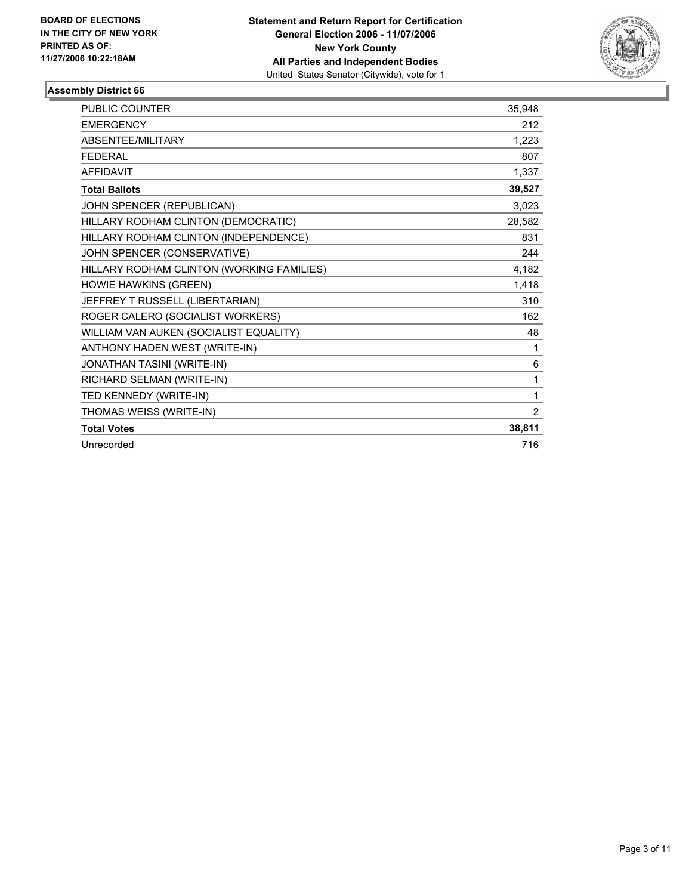**BOARD OF ELECTIONS IN THE CITY OF NEW YORK PRINTED AS OF: 11/27/2006 10:22:18AM**

**Statement and Return Report for Certification General Election 2006 - 11/07/2006 New York County All Parties and Independent Bodies**
United States Senator (Citywide), vote for 1

### Assembly District 66

| | |
|---|---|
| PUBLIC COUNTER | 35,948 |
| EMERGENCY | 212 |
| ABSENTEE/MILITARY | 1,223 |
| FEDERAL | 807 |
| AFFIDAVIT | 1,337 |
| **Total Ballots** | **39,527** |
| JOHN SPENCER (REPUBLICAN) | 3,023 |
| HILLARY RODHAM CLINTON (DEMOCRATIC) | 28,582 |
| HILLARY RODHAM CLINTON (INDEPENDENCE) | 831 |
| JOHN SPENCER (CONSERVATIVE) | 244 |
| HILLARY RODHAM CLINTON (WORKING FAMILIES) | 4,182 |
| HOWIE HAWKINS (GREEN) | 1,418 |
| JEFFREY T RUSSELL (LIBERTARIAN) | 310 |
| ROGER CALERO (SOCIALIST WORKERS) | 162 |
| WILLIAM VAN AUKEN (SOCIALIST EQUALITY) | 48 |
| ANTHONY HADEN WEST (WRITE-IN) | 1 |
| JONATHAN TASINI (WRITE-IN) | 6 |
| RICHARD SELMAN (WRITE-IN) | 1 |
| TED KENNEDY (WRITE-IN) | 1 |
| THOMAS WEISS (WRITE-IN) | 2 |
| **Total Votes** | **38,811** |
| Unrecorded | 716 |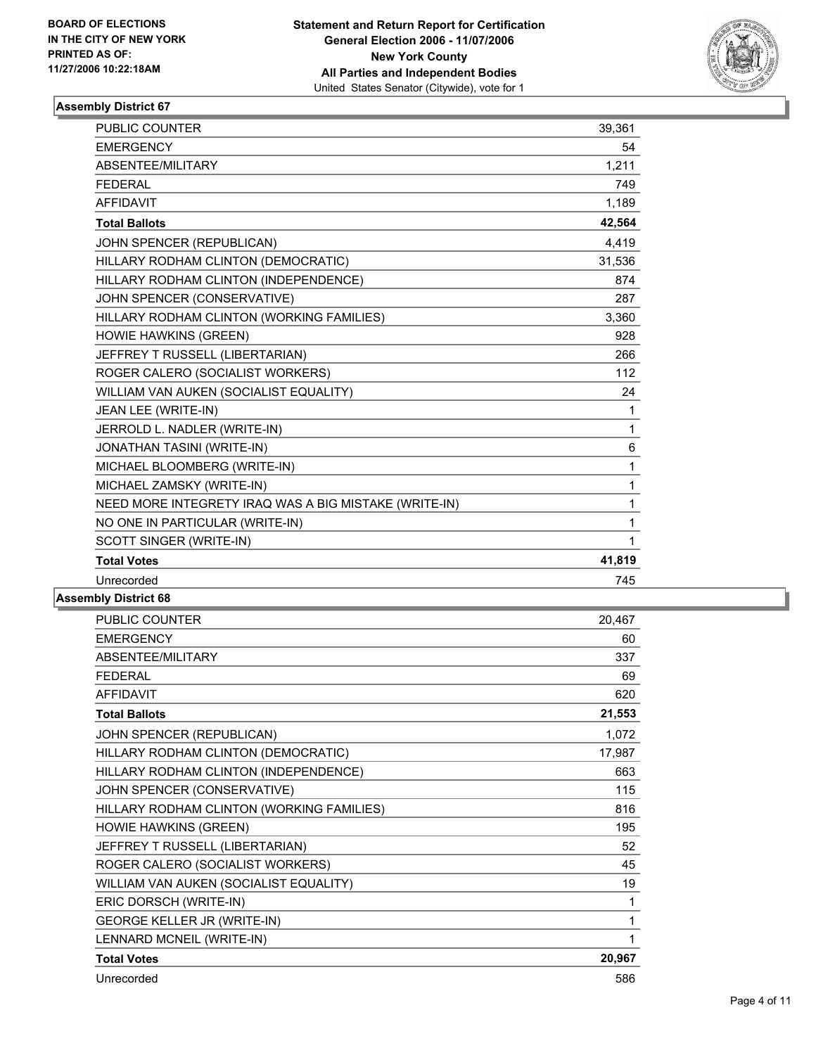BOARD OF ELECTIONS
IN THE CITY OF NEW YORK
PRINTED AS OF:
11/27/2006 10:22:18AM

**Statement and Return Report for Certification**
**General Election 2006 - 11/07/2006**
**New York County**
**All Parties and Independent Bodies**
United States Senator (Citywide), vote for 1

## Assembly District 67

| | |
|---|---|
| PUBLIC COUNTER | 39,361 |
| EMERGENCY | 54 |
| ABSENTEE/MILITARY | 1,211 |
| FEDERAL | 749 |
| AFFIDAVIT | 1,189 |
| **Total Ballots** | **42,564** |
| JOHN SPENCER (REPUBLICAN) | 4,419 |
| HILLARY RODHAM CLINTON (DEMOCRATIC) | 31,536 |
| HILLARY RODHAM CLINTON (INDEPENDENCE) | 874 |
| JOHN SPENCER (CONSERVATIVE) | 287 |
| HILLARY RODHAM CLINTON (WORKING FAMILIES) | 3,360 |
| HOWIE HAWKINS (GREEN) | 928 |
| JEFFREY T RUSSELL (LIBERTARIAN) | 266 |
| ROGER CALERO (SOCIALIST WORKERS) | 112 |
| WILLIAM VAN AUKEN (SOCIALIST EQUALITY) | 24 |
| JEAN LEE (WRITE-IN) | 1 |
| JERROLD L. NADLER (WRITE-IN) | 1 |
| JONATHAN TASINI (WRITE-IN) | 6 |
| MICHAEL BLOOMBERG (WRITE-IN) | 1 |
| MICHAEL ZAMSKY (WRITE-IN) | 1 |
| NEED MORE INTEGRETY IRAQ WAS A BIG MISTAKE (WRITE-IN) | 1 |
| NO ONE IN PARTICULAR (WRITE-IN) | 1 |
| SCOTT SINGER (WRITE-IN) | 1 |
| **Total Votes** | **41,819** |
| Unrecorded | 745 |

## Assembly District 68

| | |
|---|---|
| PUBLIC COUNTER | 20,467 |
| EMERGENCY | 60 |
| ABSENTEE/MILITARY | 337 |
| FEDERAL | 69 |
| AFFIDAVIT | 620 |
| **Total Ballots** | **21,553** |
| JOHN SPENCER (REPUBLICAN) | 1,072 |
| HILLARY RODHAM CLINTON (DEMOCRATIC) | 17,987 |
| HILLARY RODHAM CLINTON (INDEPENDENCE) | 663 |
| JOHN SPENCER (CONSERVATIVE) | 115 |
| HILLARY RODHAM CLINTON (WORKING FAMILIES) | 816 |
| HOWIE HAWKINS (GREEN) | 195 |
| JEFFREY T RUSSELL (LIBERTARIAN) | 52 |
| ROGER CALERO (SOCIALIST WORKERS) | 45 |
| WILLIAM VAN AUKEN (SOCIALIST EQUALITY) | 19 |
| ERIC DORSCH (WRITE-IN) | 1 |
| GEORGE KELLER JR (WRITE-IN) | 1 |
| LENNARD MCNEIL (WRITE-IN) | 1 |
| **Total Votes** | **20,967** |
| Unrecorded | 586 |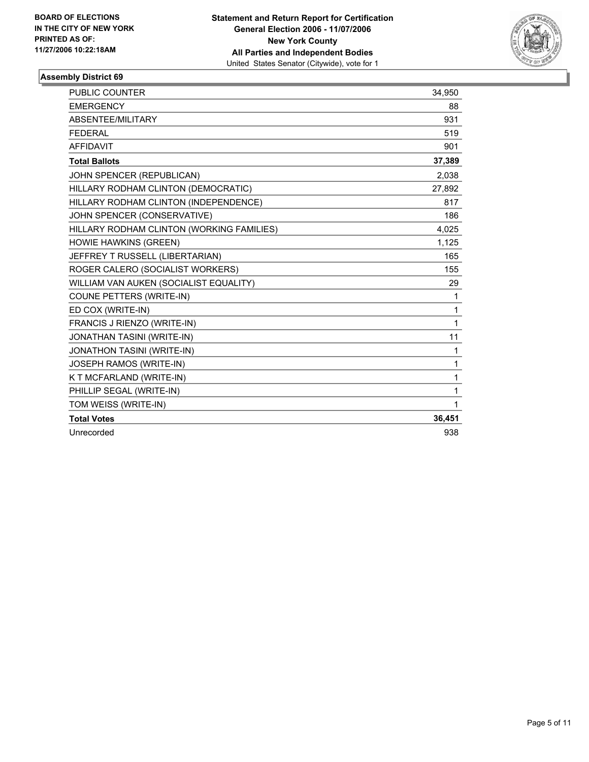**BOARD OF ELECTIONS IN THE CITY OF NEW YORK**
**PRINTED AS OF:**
**11/27/2006 10:22:18AM**

**Statement and Return Report for Certification**
**General Election 2006 - 11/07/2006**
**New York County**
**All Parties and Independent Bodies**
United States Senator (Citywide), vote for 1

### Assembly District 69

| | |
|---|---|
| PUBLIC COUNTER | 34,950 |
| EMERGENCY | 88 |
| ABSENTEE/MILITARY | 931 |
| FEDERAL | 519 |
| AFFIDAVIT | 901 |
| **Total Ballots** | **37,389** |
| JOHN SPENCER (REPUBLICAN) | 2,038 |
| HILLARY RODHAM CLINTON (DEMOCRATIC) | 27,892 |
| HILLARY RODHAM CLINTON (INDEPENDENCE) | 817 |
| JOHN SPENCER (CONSERVATIVE) | 186 |
| HILLARY RODHAM CLINTON (WORKING FAMILIES) | 4,025 |
| HOWIE HAWKINS (GREEN) | 1,125 |
| JEFFREY T RUSSELL (LIBERTARIAN) | 165 |
| ROGER CALERO (SOCIALIST WORKERS) | 155 |
| WILLIAM VAN AUKEN (SOCIALIST EQUALITY) | 29 |
| COUNE PETTERS (WRITE-IN) | 1 |
| ED COX (WRITE-IN) | 1 |
| FRANCIS J RIENZO (WRITE-IN) | 1 |
| JONATHAN TASINI (WRITE-IN) | 11 |
| JONATHON TASINI (WRITE-IN) | 1 |
| JOSEPH RAMOS (WRITE-IN) | 1 |
| K T MCFARLAND (WRITE-IN) | 1 |
| PHILLIP SEGAL (WRITE-IN) | 1 |
| TOM WEISS (WRITE-IN) | 1 |
| **Total Votes** | **36,451** |
| Unrecorded | 938 |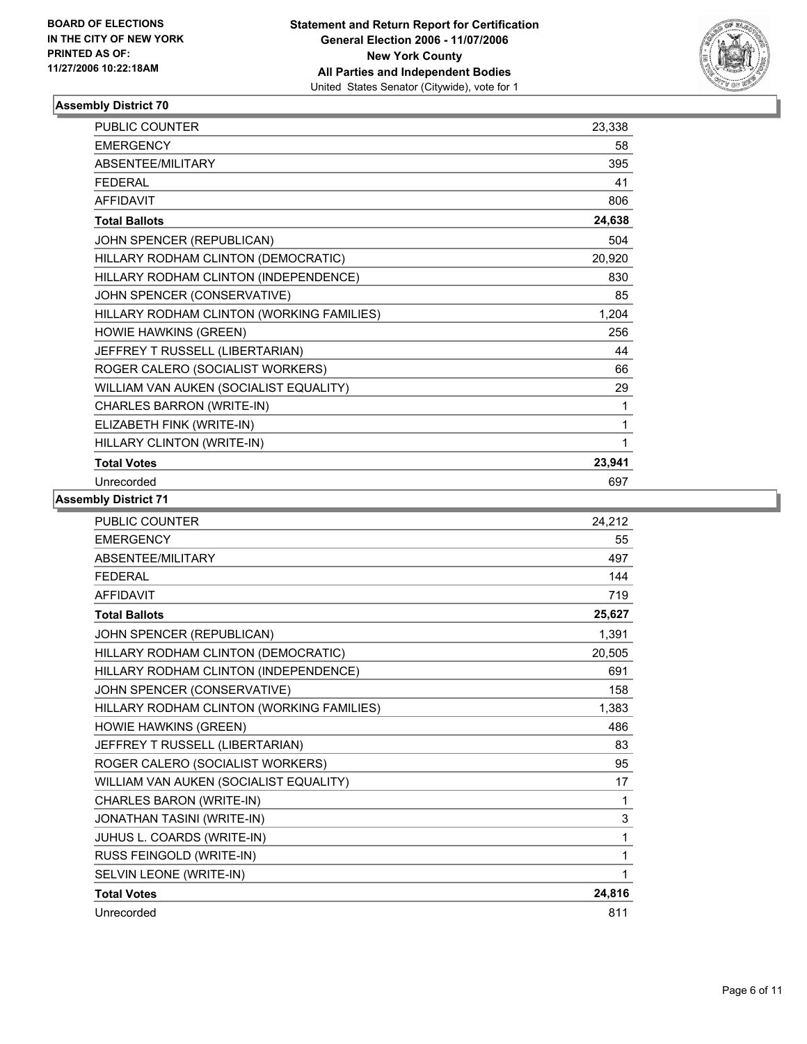**BOARD OF ELECTIONS IN THE CITY OF NEW YORK PRINTED AS OF: 11/27/2006 10:22:18AM**

**Statement and Return Report for Certification**
**General Election 2006 - 11/07/2006**
**New York County**
**All Parties and Independent Bodies**
United States Senator (Citywide), vote for 1

## Assembly District 70

| | |
|---|---|
| PUBLIC COUNTER | 23,338 |
| EMERGENCY | 58 |
| ABSENTEE/MILITARY | 395 |
| FEDERAL | 41 |
| AFFIDAVIT | 806 |
| **Total Ballots** | **24,638** |
| JOHN SPENCER (REPUBLICAN) | 504 |
| HILLARY RODHAM CLINTON (DEMOCRATIC) | 20,920 |
| HILLARY RODHAM CLINTON (INDEPENDENCE) | 830 |
| JOHN SPENCER (CONSERVATIVE) | 85 |
| HILLARY RODHAM CLINTON (WORKING FAMILIES) | 1,204 |
| HOWIE HAWKINS (GREEN) | 256 |
| JEFFREY T RUSSELL (LIBERTARIAN) | 44 |
| ROGER CALERO (SOCIALIST WORKERS) | 66 |
| WILLIAM VAN AUKEN (SOCIALIST EQUALITY) | 29 |
| CHARLES BARRON (WRITE-IN) | 1 |
| ELIZABETH FINK (WRITE-IN) | 1 |
| HILLARY CLINTON (WRITE-IN) | 1 |
| **Total Votes** | **23,941** |
| Unrecorded | 697 |

## Assembly District 71

| | |
|---|---|
| PUBLIC COUNTER | 24,212 |
| EMERGENCY | 55 |
| ABSENTEE/MILITARY | 497 |
| FEDERAL | 144 |
| AFFIDAVIT | 719 |
| **Total Ballots** | **25,627** |
| JOHN SPENCER (REPUBLICAN) | 1,391 |
| HILLARY RODHAM CLINTON (DEMOCRATIC) | 20,505 |
| HILLARY RODHAM CLINTON (INDEPENDENCE) | 691 |
| JOHN SPENCER (CONSERVATIVE) | 158 |
| HILLARY RODHAM CLINTON (WORKING FAMILIES) | 1,383 |
| HOWIE HAWKINS (GREEN) | 486 |
| JEFFREY T RUSSELL (LIBERTARIAN) | 83 |
| ROGER CALERO (SOCIALIST WORKERS) | 95 |
| WILLIAM VAN AUKEN (SOCIALIST EQUALITY) | 17 |
| CHARLES BARON (WRITE-IN) | 1 |
| JONATHAN TASINI (WRITE-IN) | 3 |
| JUHUS L. COARDS (WRITE-IN) | 1 |
| RUSS FEINGOLD (WRITE-IN) | 1 |
| SELVIN LEONE (WRITE-IN) | 1 |
| **Total Votes** | **24,816** |
| Unrecorded | 811 |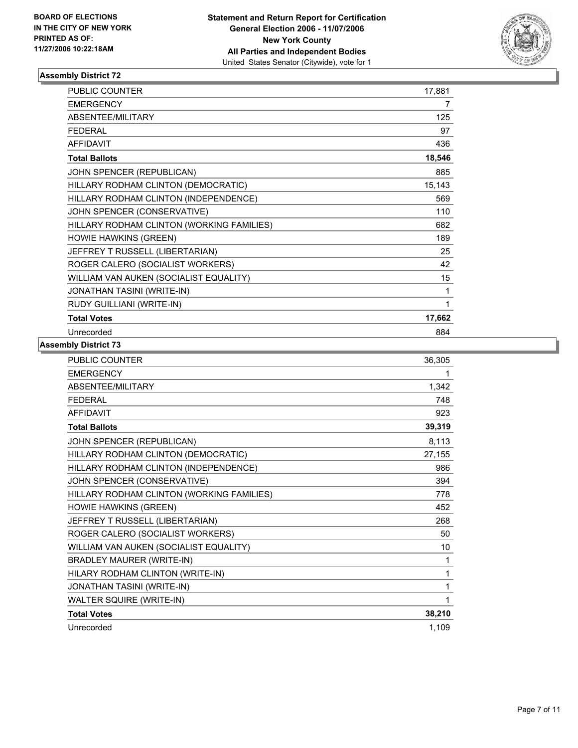**BOARD OF ELECTIONS IN THE CITY OF NEW YORK PRINTED AS OF: 11/27/2006 10:22:18AM**

**Statement and Return Report for Certification**
**General Election 2006 - 11/07/2006**
**New York County**
**All Parties and Independent Bodies**
United States Senator (Citywide), vote for 1

### Assembly District 72

| | |
|---|---|
| PUBLIC COUNTER | 17,881 |
| EMERGENCY | 7 |
| ABSENTEE/MILITARY | 125 |
| FEDERAL | 97 |
| AFFIDAVIT | 436 |
| **Total Ballots** | **18,546** |
| JOHN SPENCER (REPUBLICAN) | 885 |
| HILLARY RODHAM CLINTON (DEMOCRATIC) | 15,143 |
| HILLARY RODHAM CLINTON (INDEPENDENCE) | 569 |
| JOHN SPENCER (CONSERVATIVE) | 110 |
| HILLARY RODHAM CLINTON (WORKING FAMILIES) | 682 |
| HOWIE HAWKINS (GREEN) | 189 |
| JEFFREY T RUSSELL (LIBERTARIAN) | 25 |
| ROGER CALERO (SOCIALIST WORKERS) | 42 |
| WILLIAM VAN AUKEN (SOCIALIST EQUALITY) | 15 |
| JONATHAN TASINI (WRITE-IN) | 1 |
| RUDY GUILLIANI (WRITE-IN) | 1 |
| **Total Votes** | **17,662** |
| Unrecorded | 884 |

### Assembly District 73

| | |
|---|---|
| PUBLIC COUNTER | 36,305 |
| EMERGENCY | 1 |
| ABSENTEE/MILITARY | 1,342 |
| FEDERAL | 748 |
| AFFIDAVIT | 923 |
| **Total Ballots** | **39,319** |
| JOHN SPENCER (REPUBLICAN) | 8,113 |
| HILLARY RODHAM CLINTON (DEMOCRATIC) | 27,155 |
| HILLARY RODHAM CLINTON (INDEPENDENCE) | 986 |
| JOHN SPENCER (CONSERVATIVE) | 394 |
| HILLARY RODHAM CLINTON (WORKING FAMILIES) | 778 |
| HOWIE HAWKINS (GREEN) | 452 |
| JEFFREY T RUSSELL (LIBERTARIAN) | 268 |
| ROGER CALERO (SOCIALIST WORKERS) | 50 |
| WILLIAM VAN AUKEN (SOCIALIST EQUALITY) | 10 |
| BRADLEY MAURER (WRITE-IN) | 1 |
| HILARY RODHAM CLINTON (WRITE-IN) | 1 |
| JONATHAN TASINI (WRITE-IN) | 1 |
| WALTER SQUIRE (WRITE-IN) | 1 |
| **Total Votes** | **38,210** |
| Unrecorded | 1,109 |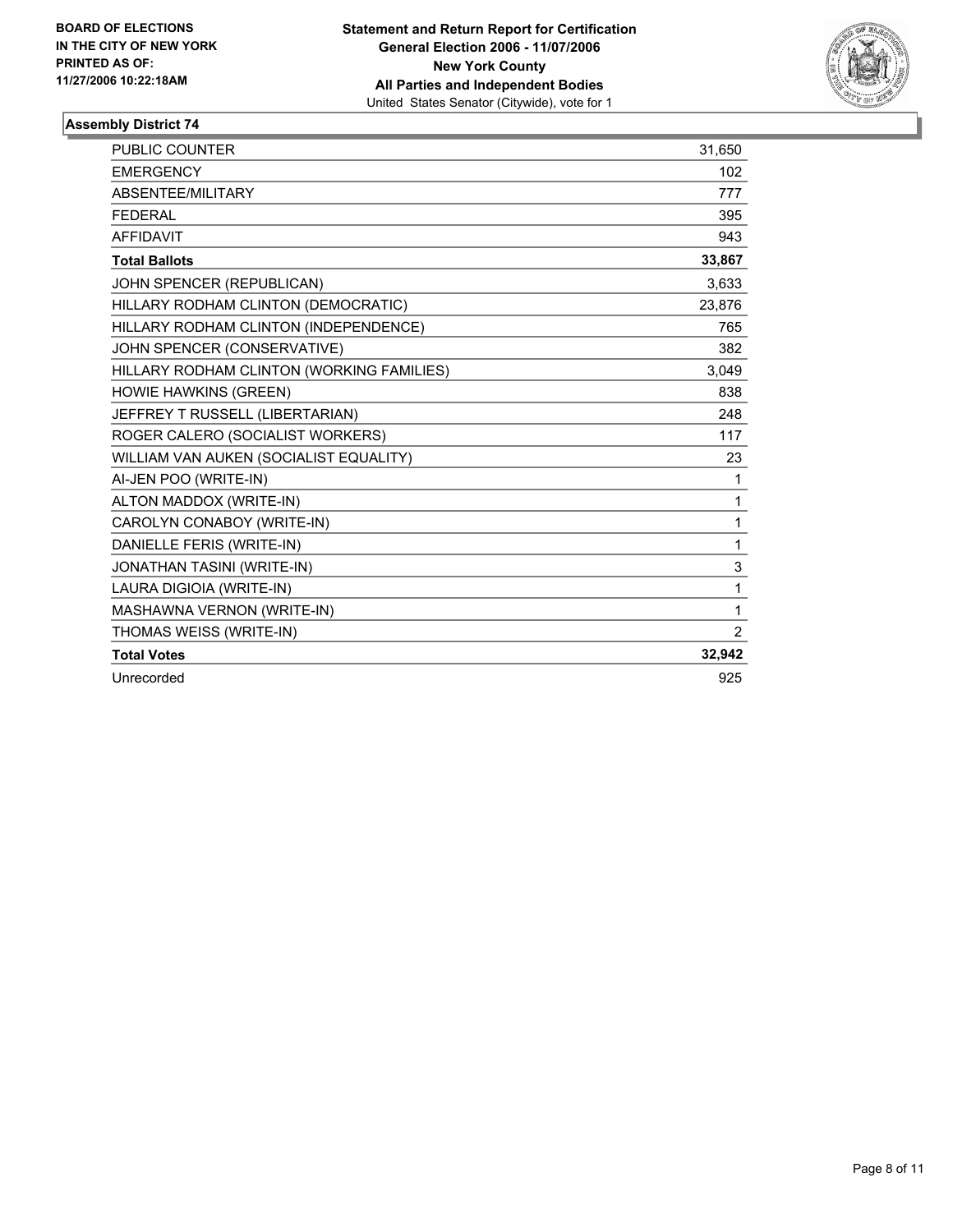BOARD OF ELECTIONS
IN THE CITY OF NEW YORK
PRINTED AS OF:
11/27/2006 10:22:18AM

**Statement and Return Report for Certification**
**General Election 2006 - 11/07/2006**
**New York County**
**All Parties and Independent Bodies**
United States Senator (Citywide), vote for 1

## Assembly District 74

| | |
|---|---|
| PUBLIC COUNTER | 31,650 |
| EMERGENCY | 102 |
| ABSENTEE/MILITARY | 777 |
| FEDERAL | 395 |
| AFFIDAVIT | 943 |
| **Total Ballots** | **33,867** |
| JOHN SPENCER (REPUBLICAN) | 3,633 |
| HILLARY RODHAM CLINTON (DEMOCRATIC) | 23,876 |
| HILLARY RODHAM CLINTON (INDEPENDENCE) | 765 |
| JOHN SPENCER (CONSERVATIVE) | 382 |
| HILLARY RODHAM CLINTON (WORKING FAMILIES) | 3,049 |
| HOWIE HAWKINS (GREEN) | 838 |
| JEFFREY T RUSSELL (LIBERTARIAN) | 248 |
| ROGER CALERO (SOCIALIST WORKERS) | 117 |
| WILLIAM VAN AUKEN (SOCIALIST EQUALITY) | 23 |
| AI-JEN POO (WRITE-IN) | 1 |
| ALTON MADDOX (WRITE-IN) | 1 |
| CAROLYN CONABOY (WRITE-IN) | 1 |
| DANIELLE FERIS (WRITE-IN) | 1 |
| JONATHAN TASINI (WRITE-IN) | 3 |
| LAURA DIGIOIA (WRITE-IN) | 1 |
| MASHAWNA VERNON (WRITE-IN) | 1 |
| THOMAS WEISS (WRITE-IN) | 2 |
| **Total Votes** | **32,942** |
| Unrecorded | 925 |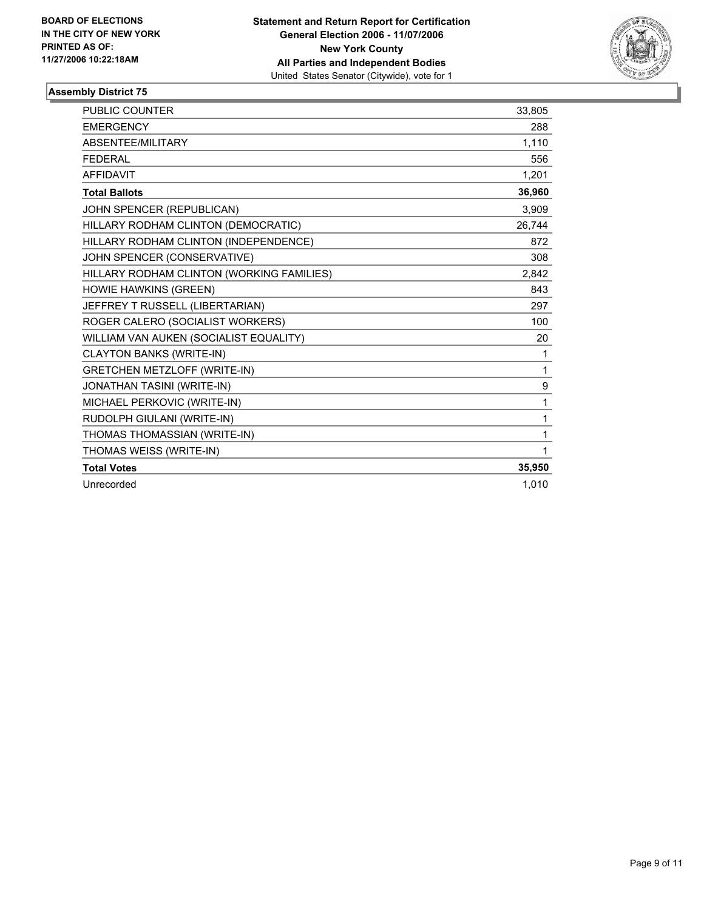**BOARD OF ELECTIONS IN THE CITY OF NEW YORK**
**PRINTED AS OF: 11/27/2006 10:22:18AM**

**Statement and Return Report for Certification**
**General Election 2006 - 11/07/2006**
**New York County**
**All Parties and Independent Bodies**
United States Senator (Citywide), vote for 1

### Assembly District 75

| | |
|---|---|
| PUBLIC COUNTER | 33,805 |
| EMERGENCY | 288 |
| ABSENTEE/MILITARY | 1,110 |
| FEDERAL | 556 |
| AFFIDAVIT | 1,201 |
| **Total Ballots** | **36,960** |
| JOHN SPENCER (REPUBLICAN) | 3,909 |
| HILLARY RODHAM CLINTON (DEMOCRATIC) | 26,744 |
| HILLARY RODHAM CLINTON (INDEPENDENCE) | 872 |
| JOHN SPENCER (CONSERVATIVE) | 308 |
| HILLARY RODHAM CLINTON (WORKING FAMILIES) | 2,842 |
| HOWIE HAWKINS (GREEN) | 843 |
| JEFFREY T RUSSELL (LIBERTARIAN) | 297 |
| ROGER CALERO (SOCIALIST WORKERS) | 100 |
| WILLIAM VAN AUKEN (SOCIALIST EQUALITY) | 20 |
| CLAYTON BANKS (WRITE-IN) | 1 |
| GRETCHEN METZLOFF (WRITE-IN) | 1 |
| JONATHAN TASINI (WRITE-IN) | 9 |
| MICHAEL PERKOVIC (WRITE-IN) | 1 |
| RUDOLPH GIULANI (WRITE-IN) | 1 |
| THOMAS THOMASSIAN (WRITE-IN) | 1 |
| THOMAS WEISS (WRITE-IN) | 1 |
| **Total Votes** | **35,950** |
| Unrecorded | 1,010 |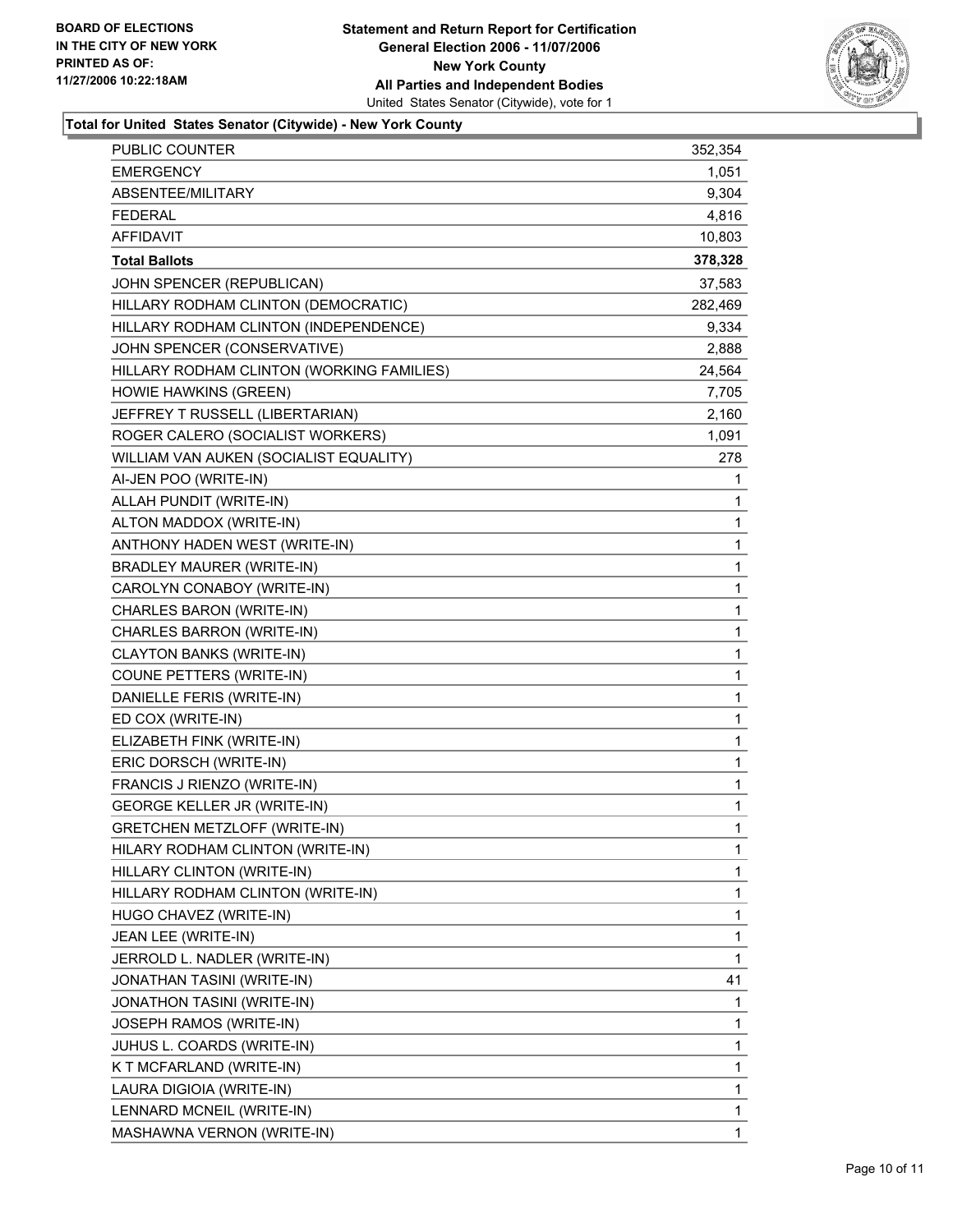**BOARD OF ELECTIONS IN THE CITY OF NEW YORK PRINTED AS OF: 11/27/2006 10:22:18AM**

# Statement and Return Report for Certification
## General Election 2006 - 11/07/2006
## New York County
## All Parties and Independent Bodies
United States Senator (Citywide), vote for 1

### Total for United States Senator (Citywide) - New York County

| | |
|---|---|
| PUBLIC COUNTER | 352,354 |
| EMERGENCY | 1,051 |
| ABSENTEE/MILITARY | 9,304 |
| FEDERAL | 4,816 |
| AFFIDAVIT | 10,803 |
| **Total Ballots** | **378,328** |
| JOHN SPENCER (REPUBLICAN) | 37,583 |
| HILLARY RODHAM CLINTON (DEMOCRATIC) | 282,469 |
| HILLARY RODHAM CLINTON (INDEPENDENCE) | 9,334 |
| JOHN SPENCER (CONSERVATIVE) | 2,888 |
| HILLARY RODHAM CLINTON (WORKING FAMILIES) | 24,564 |
| HOWIE HAWKINS (GREEN) | 7,705 |
| JEFFREY T RUSSELL (LIBERTARIAN) | 2,160 |
| ROGER CALERO (SOCIALIST WORKERS) | 1,091 |
| WILLIAM VAN AUKEN (SOCIALIST EQUALITY) | 278 |
| AI-JEN POO (WRITE-IN) | 1 |
| ALLAH PUNDIT (WRITE-IN) | 1 |
| ALTON MADDOX (WRITE-IN) | 1 |
| ANTHONY HADEN WEST (WRITE-IN) | 1 |
| BRADLEY MAURER (WRITE-IN) | 1 |
| CAROLYN CONABOY (WRITE-IN) | 1 |
| CHARLES BARON (WRITE-IN) | 1 |
| CHARLES BARRON (WRITE-IN) | 1 |
| CLAYTON BANKS (WRITE-IN) | 1 |
| COUNE PETTERS (WRITE-IN) | 1 |
| DANIELLE FERIS (WRITE-IN) | 1 |
| ED COX (WRITE-IN) | 1 |
| ELIZABETH FINK (WRITE-IN) | 1 |
| ERIC DORSCH (WRITE-IN) | 1 |
| FRANCIS J RIENZO (WRITE-IN) | 1 |
| GEORGE KELLER JR (WRITE-IN) | 1 |
| GRETCHEN METZLOFF (WRITE-IN) | 1 |
| HILARY RODHAM CLINTON (WRITE-IN) | 1 |
| HILLARY CLINTON (WRITE-IN) | 1 |
| HILLARY RODHAM CLINTON (WRITE-IN) | 1 |
| HUGO CHAVEZ (WRITE-IN) | 1 |
| JEAN LEE (WRITE-IN) | 1 |
| JERROLD L. NADLER (WRITE-IN) | 1 |
| JONATHAN TASINI (WRITE-IN) | 41 |
| JONATHON TASINI (WRITE-IN) | 1 |
| JOSEPH RAMOS (WRITE-IN) | 1 |
| JUHUS L. COARDS (WRITE-IN) | 1 |
| K T MCFARLAND (WRITE-IN) | 1 |
| LAURA DIGIOIA (WRITE-IN) | 1 |
| LENNARD MCNEIL (WRITE-IN) | 1 |
| MASHAWNA VERNON (WRITE-IN) | 1 |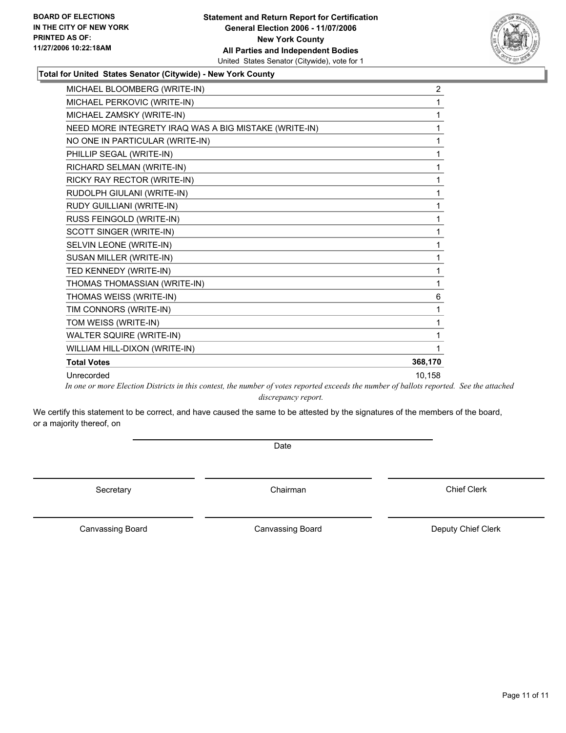**BOARD OF ELECTIONS IN THE CITY OF NEW YORK PRINTED AS OF: 11/27/2006 10:22:18AM**

**Statement and Return Report for Certification**
**General Election 2006 - 11/07/2006**
**New York County**
**All Parties and Independent Bodies**
United States Senator (Citywide), vote for 1

### Total for United States Senator (Citywide) - New York County

| | |
|---|---|
| MICHAEL BLOOMBERG (WRITE-IN) | 2 |
| MICHAEL PERKOVIC (WRITE-IN) | 1 |
| MICHAEL ZAMSKY (WRITE-IN) | 1 |
| NEED MORE INTEGRETY IRAQ WAS A BIG MISTAKE (WRITE-IN) | 1 |
| NO ONE IN PARTICULAR (WRITE-IN) | 1 |
| PHILLIP SEGAL (WRITE-IN) | 1 |
| RICHARD SELMAN (WRITE-IN) | 1 |
| RICKY RAY RECTOR (WRITE-IN) | 1 |
| RUDOLPH GIULANI (WRITE-IN) | 1 |
| RUDY GUILLIANI (WRITE-IN) | 1 |
| RUSS FEINGOLD (WRITE-IN) | 1 |
| SCOTT SINGER (WRITE-IN) | 1 |
| SELVIN LEONE (WRITE-IN) | 1 |
| SUSAN MILLER (WRITE-IN) | 1 |
| TED KENNEDY (WRITE-IN) | 1 |
| THOMAS THOMASSIAN (WRITE-IN) | 1 |
| THOMAS WEISS (WRITE-IN) | 6 |
| TIM CONNORS (WRITE-IN) | 1 |
| TOM WEISS (WRITE-IN) | 1 |
| WALTER SQUIRE (WRITE-IN) | 1 |
| WILLIAM HILL-DIXON (WRITE-IN) | 1 |
| **Total Votes** | **368,170** |
| Unrecorded | 10,158 |

*In one or more Election Districts in this contest, the number of votes reported exceeds the number of ballots reported. See the attached discrepancy report.*

We certify this statement to be correct, and have caused the same to be attested by the signatures of the members of the board, or a majority thereof, on

Date

Secretary | Chairman | Chief Clerk

Canvassing Board | Canvassing Board | Deputy Chief Clerk